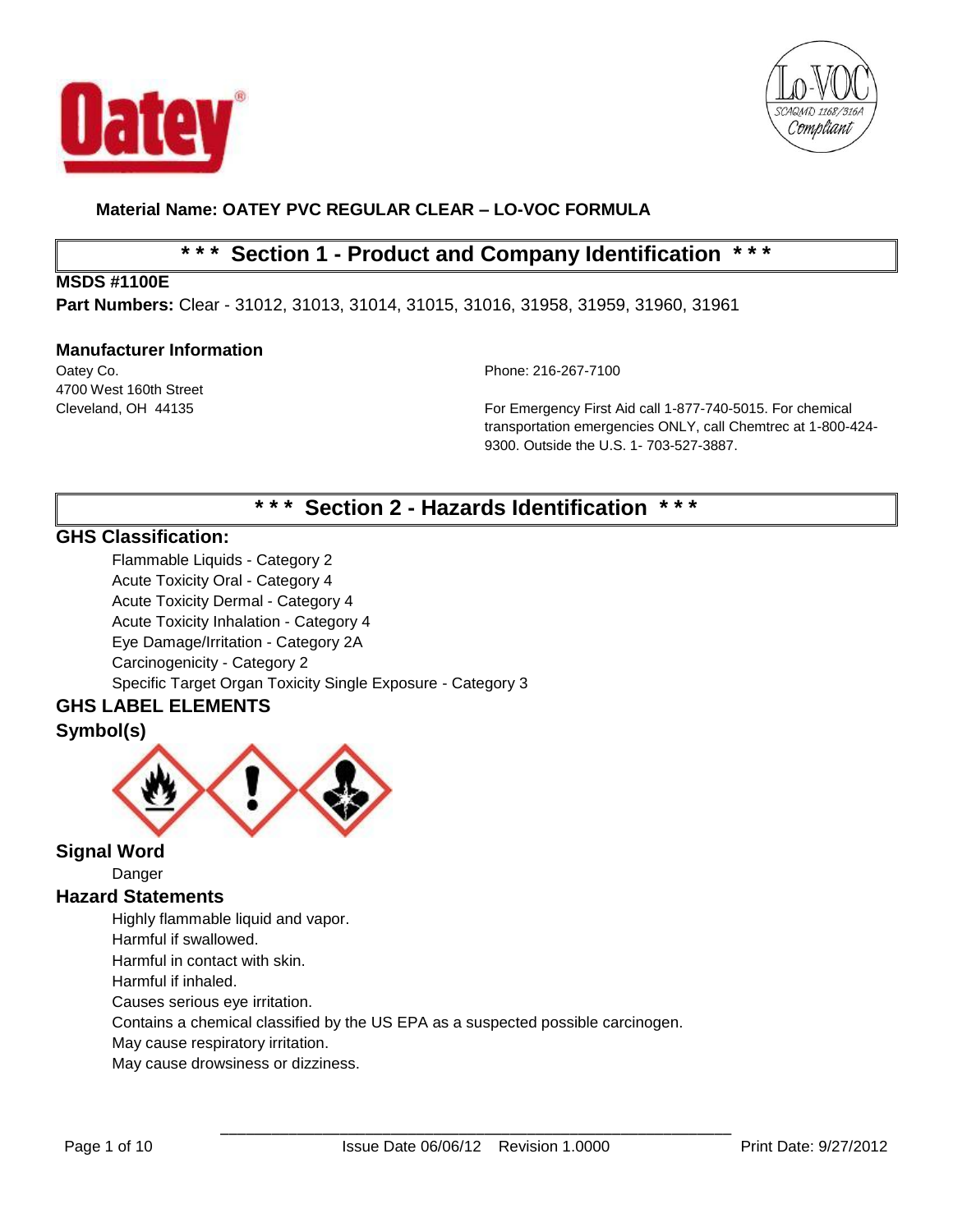**Material Name: OATEY PVC REGULAR CLEAR – LO-VOC FORMULA**

## * * * Section 1 - Product and Company Identification * * *

**MSDS #1100E**

**Part Numbers:** Clear - 31012, 31013, 31014, 31015, 31016, 31958, 31959, 31960, 31961

### Manufacturer Information

Oatey Co.
4700 West 160th Street
Cleveland, OH 44135

Phone: 216-267-7100

For Emergency First Aid call 1-877-740-5015. For chemical transportation emergencies ONLY, call Chemtrec at 1-800-424-9300. Outside the U.S. 1- 703-527-3887.

## * * * Section 2 - Hazards Identification * * *

### GHS Classification:

Flammable Liquids - Category 2
Acute Toxicity Oral - Category 4
Acute Toxicity Dermal - Category 4
Acute Toxicity Inhalation - Category 4
Eye Damage/Irritation - Category 2A
Carcinogenicity - Category 2
Specific Target Organ Toxicity Single Exposure - Category 3

### GHS LABEL ELEMENTS

### Symbol(s)

### Signal Word

Danger

### Hazard Statements

Highly flammable liquid and vapor.
Harmful if swallowed.
Harmful in contact with skin.
Harmful if inhaled.
Causes serious eye irritation.
Contains a chemical classified by the US EPA as a suspected possible carcinogen.
May cause respiratory irritation.
May cause drowsiness or dizziness.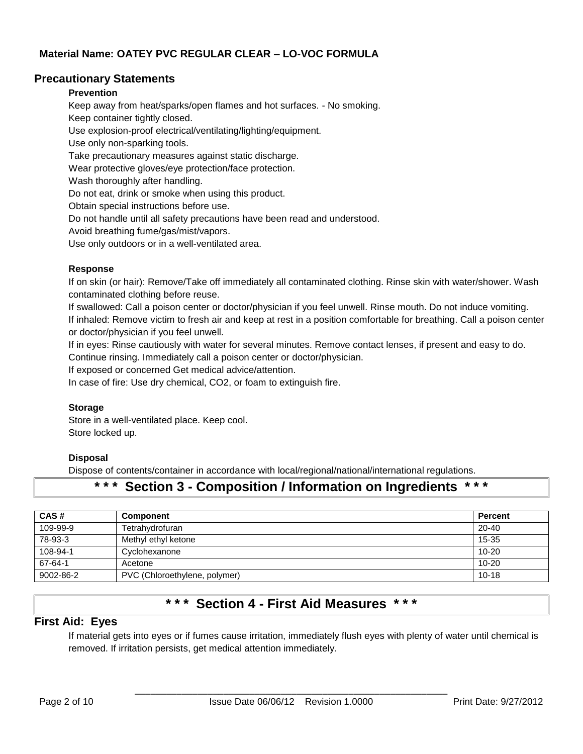**Material Name: OATEY PVC REGULAR CLEAR – LO-VOC FORMULA**

## Precautionary Statements

### Prevention

Keep away from heat/sparks/open flames and hot surfaces. - No smoking.
Keep container tightly closed.
Use explosion-proof electrical/ventilating/lighting/equipment.
Use only non-sparking tools.
Take precautionary measures against static discharge.
Wear protective gloves/eye protection/face protection.
Wash thoroughly after handling.
Do not eat, drink or smoke when using this product.
Obtain special instructions before use.
Do not handle until all safety precautions have been read and understood.
Avoid breathing fume/gas/mist/vapors.
Use only outdoors or in a well-ventilated area.

### Response

If on skin (or hair): Remove/Take off immediately all contaminated clothing. Rinse skin with water/shower. Wash contaminated clothing before reuse.
If swallowed: Call a poison center or doctor/physician if you feel unwell. Rinse mouth. Do not induce vomiting.
If inhaled: Remove victim to fresh air and keep at rest in a position comfortable for breathing. Call a poison center or doctor/physician if you feel unwell.
If in eyes: Rinse cautiously with water for several minutes. Remove contact lenses, if present and easy to do. Continue rinsing. Immediately call a poison center or doctor/physician.
If exposed or concerned Get medical advice/attention.
In case of fire: Use dry chemical, $CO_2$, or foam to extinguish fire.

### Storage

Store in a well-ventilated place. Keep cool.
Store locked up.

### Disposal

Dispose of contents/container in accordance with local/regional/national/international regulations.

# * * * Section 3 - Composition / Information on Ingredients * * *

| CAS # | Component | Percent |
|---|---|---|
| 109-99-9 | Tetrahydrofuran | 20-40 |
| 78-93-3 | Methyl ethyl ketone | 15-35 |
| 108-94-1 | Cyclohexanone | 10-20 |
| 67-64-1 | Acetone | 10-20 |
| 9002-86-2 | PVC (Chloroethylene, polymer) | 10-18 |

# * * * Section 4 - First Aid Measures * * *

## First Aid: Eyes

If material gets into eyes or if fumes cause irritation, immediately flush eyes with plenty of water until chemical is removed. If irritation persists, get medical attention immediately.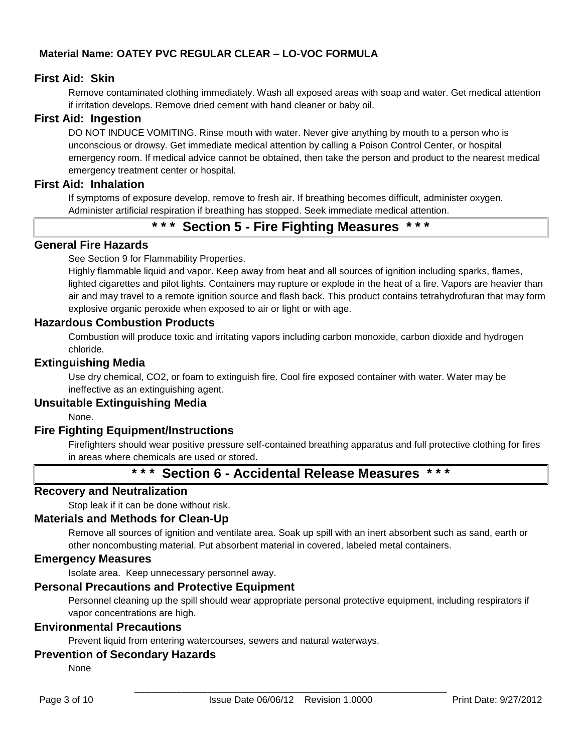**Material Name: OATEY PVC REGULAR CLEAR – LO-VOC FORMULA**

### First Aid: Skin

Remove contaminated clothing immediately. Wash all exposed areas with soap and water. Get medical attention if irritation develops. Remove dried cement with hand cleaner or baby oil.

### First Aid: Ingestion

DO NOT INDUCE VOMITING. Rinse mouth with water. Never give anything by mouth to a person who is unconscious or drowsy. Get immediate medical attention by calling a Poison Control Center, or hospital emergency room. If medical advice cannot be obtained, then take the person and product to the nearest medical emergency treatment center or hospital.

### First Aid: Inhalation

If symptoms of exposure develop, remove to fresh air. If breathing becomes difficult, administer oxygen. Administer artificial respiration if breathing has stopped. Seek immediate medical attention.

## * * * Section 5 - Fire Fighting Measures * * *

### General Fire Hazards

See Section 9 for Flammability Properties.

Highly flammable liquid and vapor. Keep away from heat and all sources of ignition including sparks, flames, lighted cigarettes and pilot lights. Containers may rupture or explode in the heat of a fire. Vapors are heavier than air and may travel to a remote ignition source and flash back. This product contains tetrahydrofuran that may form explosive organic peroxide when exposed to air or light or with age.

### Hazardous Combustion Products

Combustion will produce toxic and irritating vapors including carbon monoxide, carbon dioxide and hydrogen chloride.

### Extinguishing Media

Use dry chemical, $CO_2$, or foam to extinguish fire. Cool fire exposed container with water. Water may be ineffective as an extinguishing agent.

### Unsuitable Extinguishing Media

None.

### Fire Fighting Equipment/Instructions

Firefighters should wear positive pressure self-contained breathing apparatus and full protective clothing for fires in areas where chemicals are used or stored.

## * * * Section 6 - Accidental Release Measures * * *

### Recovery and Neutralization

Stop leak if it can be done without risk.

### Materials and Methods for Clean-Up

Remove all sources of ignition and ventilate area. Soak up spill with an inert absorbent such as sand, earth or other noncombusting material. Put absorbent material in covered, labeled metal containers.

### Emergency Measures

Isolate area. Keep unnecessary personnel away.

### Personal Precautions and Protective Equipment

Personnel cleaning up the spill should wear appropriate personal protective equipment, including respirators if vapor concentrations are high.

### Environmental Precautions

Prevent liquid from entering watercourses, sewers and natural waterways.

### Prevention of Secondary Hazards

None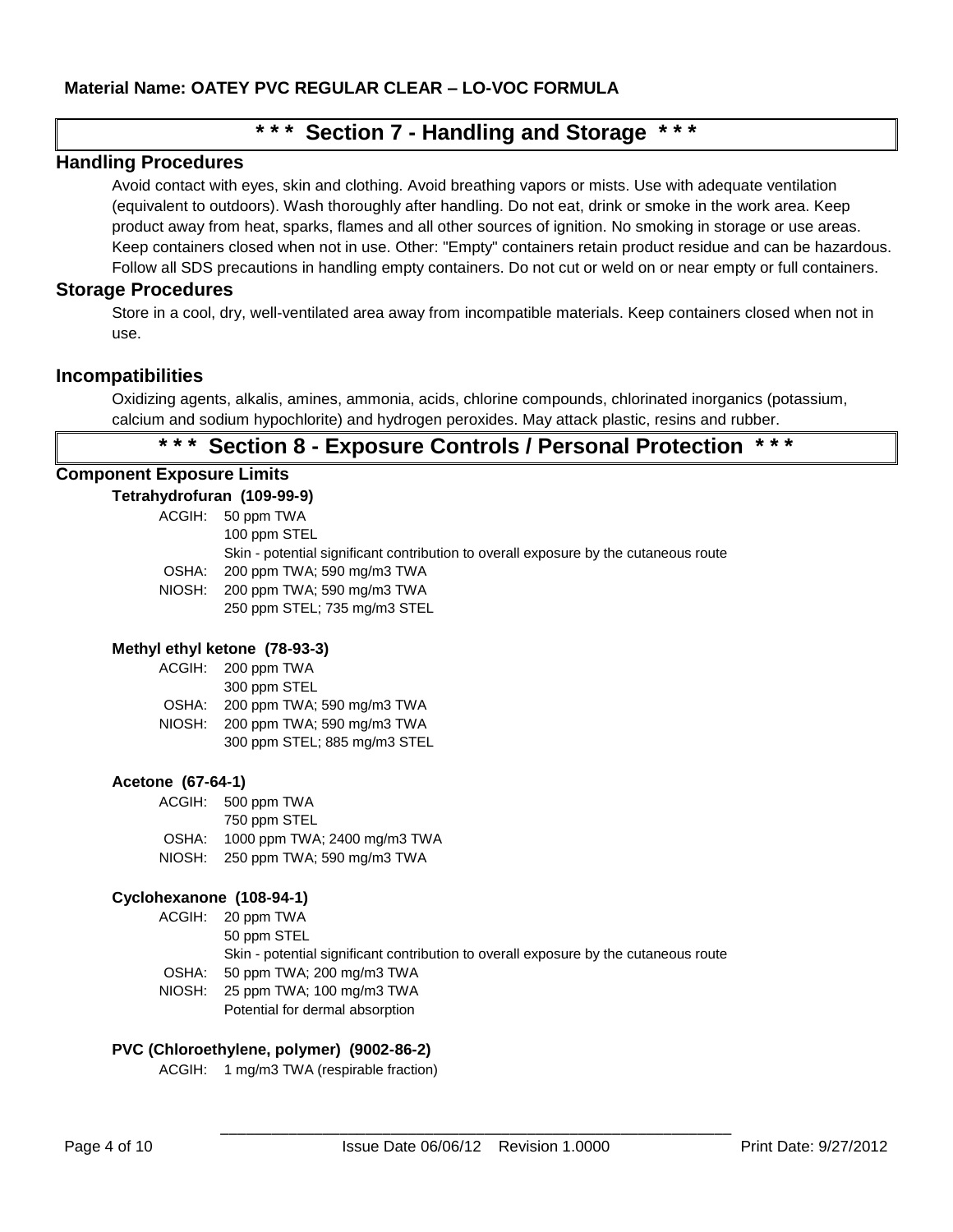**Material Name: OATEY PVC REGULAR CLEAR – LO-VOC FORMULA**

## * * * Section 7 - Handling and Storage * * *

### Handling Procedures

Avoid contact with eyes, skin and clothing. Avoid breathing vapors or mists. Use with adequate ventilation (equivalent to outdoors). Wash thoroughly after handling. Do not eat, drink or smoke in the work area. Keep product away from heat, sparks, flames and all other sources of ignition. No smoking in storage or use areas. Keep containers closed when not in use. Other: "Empty" containers retain product residue and can be hazardous. Follow all SDS precautions in handling empty containers. Do not cut or weld on or near empty or full containers.

### Storage Procedures

Store in a cool, dry, well-ventilated area away from incompatible materials. Keep containers closed when not in use.

### Incompatibilities

Oxidizing agents, alkalis, amines, ammonia, acids, chlorine compounds, chlorinated inorganics (potassium, calcium and sodium hypochlorite) and hydrogen peroxides. May attack plastic, resins and rubber.

## * * * Section 8 - Exposure Controls / Personal Protection * * *

### Component Exposure Limits

**Tetrahydrofuran (109-99-9)**

ACGIH: 50 ppm TWA
100 ppm STEL
Skin - potential significant contribution to overall exposure by the cutaneous route
OSHA: 200 ppm TWA; 590 mg/m3 TWA
NIOSH: 200 ppm TWA; 590 mg/m3 TWA
250 ppm STEL; 735 mg/m3 STEL

**Methyl ethyl ketone (78-93-3)**

ACGIH: 200 ppm TWA
300 ppm STEL
OSHA: 200 ppm TWA; 590 mg/m3 TWA
NIOSH: 200 ppm TWA; 590 mg/m3 TWA
300 ppm STEL; 885 mg/m3 STEL

**Acetone (67-64-1)**

ACGIH: 500 ppm TWA
750 ppm STEL
OSHA: 1000 ppm TWA; 2400 mg/m3 TWA
NIOSH: 250 ppm TWA; 590 mg/m3 TWA

**Cyclohexanone (108-94-1)**

ACGIH: 20 ppm TWA
50 ppm STEL
Skin - potential significant contribution to overall exposure by the cutaneous route
OSHA: 50 ppm TWA; 200 mg/m3 TWA
NIOSH: 25 ppm TWA; 100 mg/m3 TWA
Potential for dermal absorption

**PVC (Chloroethylene, polymer) (9002-86-2)**

ACGIH: 1 mg/m3 TWA (respirable fraction)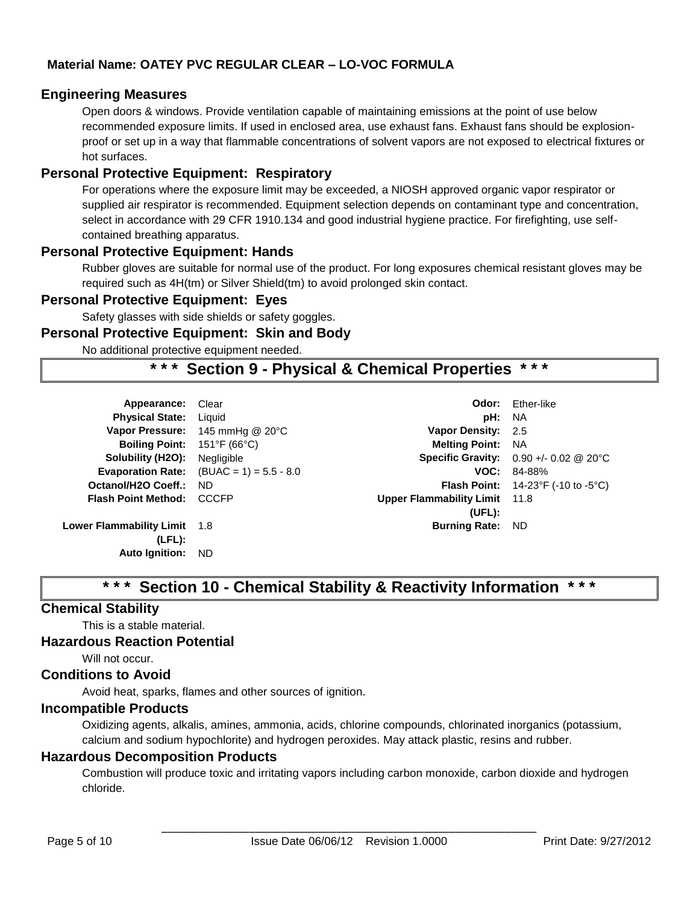**Material Name: OATEY PVC REGULAR CLEAR – LO-VOC FORMULA**

### Engineering Measures

Open doors & windows. Provide ventilation capable of maintaining emissions at the point of use below recommended exposure limits. If used in enclosed area, use exhaust fans. Exhaust fans should be explosion-proof or set up in a way that flammable concentrations of solvent vapors are not exposed to electrical fixtures or hot surfaces.

### Personal Protective Equipment: Respiratory

For operations where the exposure limit may be exceeded, a NIOSH approved organic vapor respirator or supplied air respirator is recommended. Equipment selection depends on contaminant type and concentration, select in accordance with 29 CFR 1910.134 and good industrial hygiene practice. For firefighting, use self-contained breathing apparatus.

### Personal Protective Equipment: Hands

Rubber gloves are suitable for normal use of the product. For long exposures chemical resistant gloves may be required such as 4H(tm) or Silver Shield(tm) to avoid prolonged skin contact.

### Personal Protective Equipment: Eyes

Safety glasses with side shields or safety goggles.

### Personal Protective Equipment: Skin and Body

No additional protective equipment needed.

## * * * Section 9 - Physical & Chemical Properties * * *

| Property | Value | Property | Value |
|---|---|---|---|
| **Appearance:** | Clear | **Odor:** | Ether-like |
| **Physical State:** | Liquid | **pH:** | NA |
| **Vapor Pressure:** | 145 mmHg @ 20°C | **Vapor Density:** | 2.5 |
| **Boiling Point:** | 151°F (66°C) | **Melting Point:** | NA |
| **Solubility (H2O):** | Negligible | **Specific Gravity:** | 0.90 +/- 0.02 @ 20°C |
| **Evaporation Rate:** | (BUAC = 1) = 5.5 - 8.0 | **VOC:** | 84-88% |
| **Octanol/H2O Coeff.:** | ND | **Flash Point:** | 14-23°F (-10 to -5°C) |
| **Flash Point Method:** | CCCFP | **Upper Flammability Limit (UFL):** | 11.8 |
| **Lower Flammability Limit (LFL):** | 1.8 | **Burning Rate:** | ND |
| **Auto Ignition:** | ND | | |

## * * * Section 10 - Chemical Stability & Reactivity Information * * *

### Chemical Stability

This is a stable material.

### Hazardous Reaction Potential

Will not occur.

### Conditions to Avoid

Avoid heat, sparks, flames and other sources of ignition.

### Incompatible Products

Oxidizing agents, alkalis, amines, ammonia, acids, chlorine compounds, chlorinated inorganics (potassium, calcium and sodium hypochlorite) and hydrogen peroxides. May attack plastic, resins and rubber.

### Hazardous Decomposition Products

Combustion will produce toxic and irritating vapors including carbon monoxide, carbon dioxide and hydrogen chloride.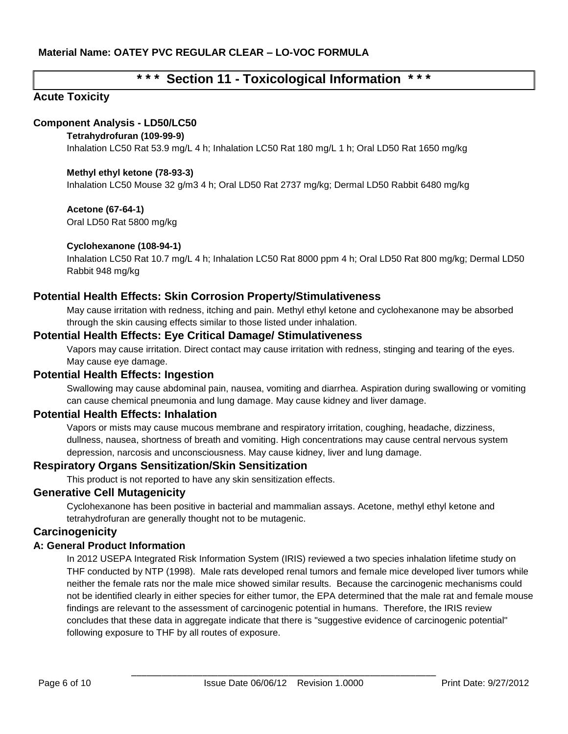**Material Name: OATEY PVC REGULAR CLEAR – LO-VOC FORMULA**

# \* \* \* Section 11 - Toxicological Information \* \* \*

## Acute Toxicity

### Component Analysis - LD50/LC50

**Tetrahydrofuran (109-99-9)**

Inhalation LC50 Rat 53.9 mg/L 4 h; Inhalation LC50 Rat 180 mg/L 1 h; Oral LD50 Rat 1650 mg/kg

**Methyl ethyl ketone (78-93-3)**

Inhalation LC50 Mouse 32 g/m3 4 h; Oral LD50 Rat 2737 mg/kg; Dermal LD50 Rabbit 6480 mg/kg

**Acetone (67-64-1)**

Oral LD50 Rat 5800 mg/kg

**Cyclohexanone (108-94-1)**

Inhalation LC50 Rat 10.7 mg/L 4 h; Inhalation LC50 Rat 8000 ppm 4 h; Oral LD50 Rat 800 mg/kg; Dermal LD50 Rabbit 948 mg/kg

## Potential Health Effects: Skin Corrosion Property/Stimulativeness

May cause irritation with redness, itching and pain. Methyl ethyl ketone and cyclohexanone may be absorbed through the skin causing effects similar to those listed under inhalation.

## Potential Health Effects: Eye Critical Damage/ Stimulativeness

Vapors may cause irritation. Direct contact may cause irritation with redness, stinging and tearing of the eyes. May cause eye damage.

## Potential Health Effects: Ingestion

Swallowing may cause abdominal pain, nausea, vomiting and diarrhea. Aspiration during swallowing or vomiting can cause chemical pneumonia and lung damage. May cause kidney and liver damage.

## Potential Health Effects: Inhalation

Vapors or mists may cause mucous membrane and respiratory irritation, coughing, headache, dizziness, dullness, nausea, shortness of breath and vomiting. High concentrations may cause central nervous system depression, narcosis and unconsciousness. May cause kidney, liver and lung damage.

## Respiratory Organs Sensitization/Skin Sensitization

This product is not reported to have any skin sensitization effects.

## Generative Cell Mutagenicity

Cyclohexanone has been positive in bacterial and mammalian assays. Acetone, methyl ethyl ketone and tetrahydrofuran are generally thought not to be mutagenic.

## Carcinogenicity

### A: General Product Information

In 2012 USEPA Integrated Risk Information System (IRIS) reviewed a two species inhalation lifetime study on THF conducted by NTP (1998). Male rats developed renal tumors and female mice developed liver tumors while neither the female rats nor the male mice showed similar results. Because the carcinogenic mechanisms could not be identified clearly in either species for either tumor, the EPA determined that the male rat and female mouse findings are relevant to the assessment of carcinogenic potential in humans. Therefore, the IRIS review concludes that these data in aggregate indicate that there is "suggestive evidence of carcinogenic potential" following exposure to THF by all routes of exposure.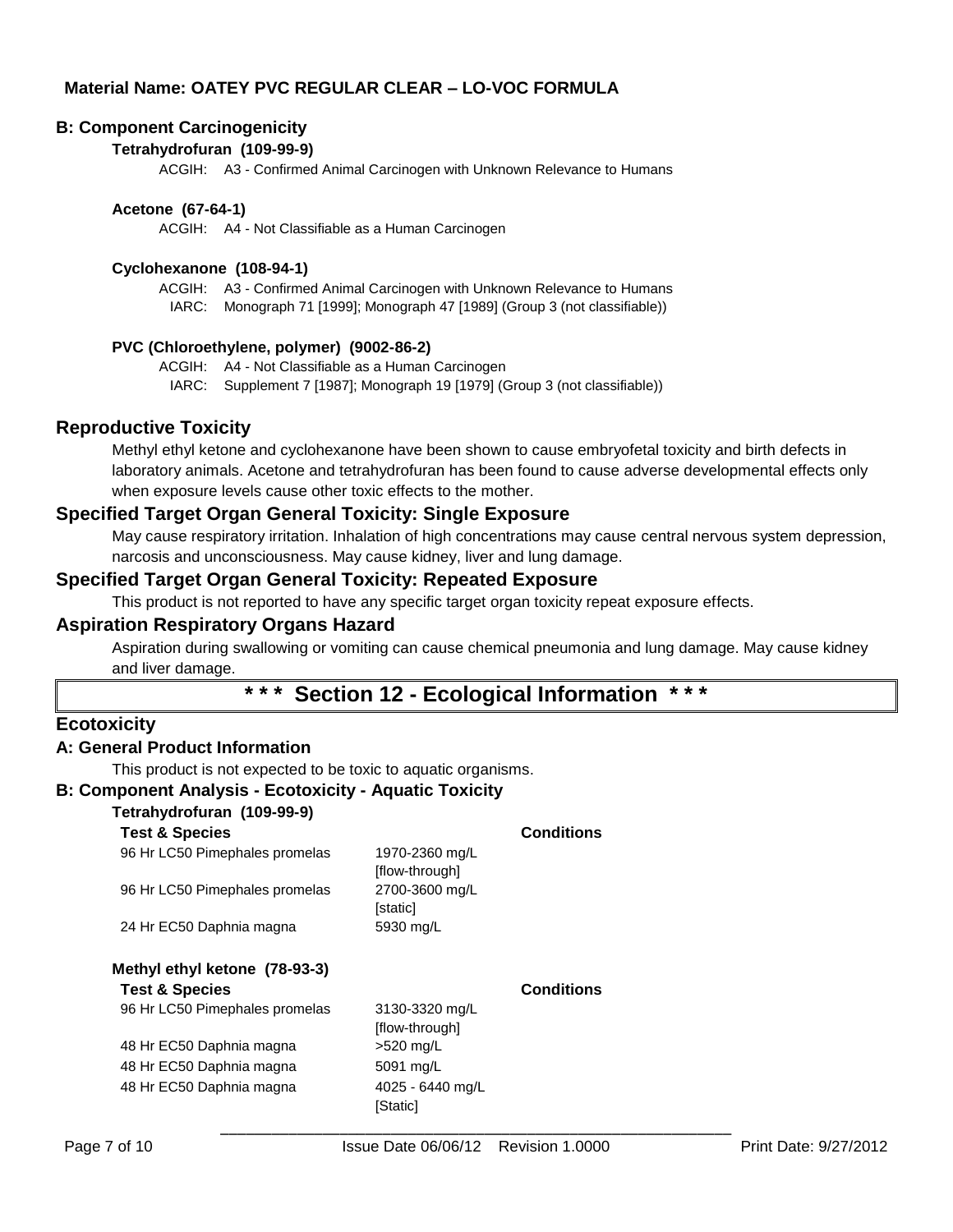**Material Name: OATEY PVC REGULAR CLEAR – LO-VOC FORMULA**

### B: Component Carcinogenicity

**Tetrahydrofuran (109-99-9)**

ACGIH: A3 - Confirmed Animal Carcinogen with Unknown Relevance to Humans

**Acetone (67-64-1)**

ACGIH: A4 - Not Classifiable as a Human Carcinogen

**Cyclohexanone (108-94-1)**

ACGIH: A3 - Confirmed Animal Carcinogen with Unknown Relevance to Humans
IARC: Monograph 71 [1999]; Monograph 47 [1989] (Group 3 (not classifiable))

**PVC (Chloroethylene, polymer) (9002-86-2)**

ACGIH: A4 - Not Classifiable as a Human Carcinogen
IARC: Supplement 7 [1987]; Monograph 19 [1979] (Group 3 (not classifiable))

## Reproductive Toxicity

Methyl ethyl ketone and cyclohexanone have been shown to cause embryofetal toxicity and birth defects in laboratory animals. Acetone and tetrahydrofuran has been found to cause adverse developmental effects only when exposure levels cause other toxic effects to the mother.

## Specified Target Organ General Toxicity: Single Exposure

May cause respiratory irritation. Inhalation of high concentrations may cause central nervous system depression, narcosis and unconsciousness. May cause kidney, liver and lung damage.

## Specified Target Organ General Toxicity: Repeated Exposure

This product is not reported to have any specific target organ toxicity repeat exposure effects.

## Aspiration Respiratory Organs Hazard

Aspiration during swallowing or vomiting can cause chemical pneumonia and lung damage. May cause kidney and liver damage.

# * * * Section 12 - Ecological Information * * *

## Ecotoxicity

### A: General Product Information

This product is not expected to be toxic to aquatic organisms.

### B: Component Analysis - Ecotoxicity - Aquatic Toxicity

**Tetrahydrofuran (109-99-9)**

| Test & Species | | Conditions |
|---|---|---|
| 96 Hr LC50 Pimephales promelas | 1970-2360 mg/L [flow-through] | |
| 96 Hr LC50 Pimephales promelas | 2700-3600 mg/L [static] | |
| 24 Hr EC50 Daphnia magna | 5930 mg/L | |

**Methyl ethyl ketone (78-93-3)**

| Test & Species | | Conditions |
|---|---|---|
| 96 Hr LC50 Pimephales promelas | 3130-3320 mg/L [flow-through] | |
| 48 Hr EC50 Daphnia magna | >520 mg/L | |
| 48 Hr EC50 Daphnia magna | 5091 mg/L | |
| 48 Hr EC50 Daphnia magna | 4025 - 6440 mg/L [Static] | |

Issue Date 06/06/12 Revision 1.0000 Print Date: 9/27/2012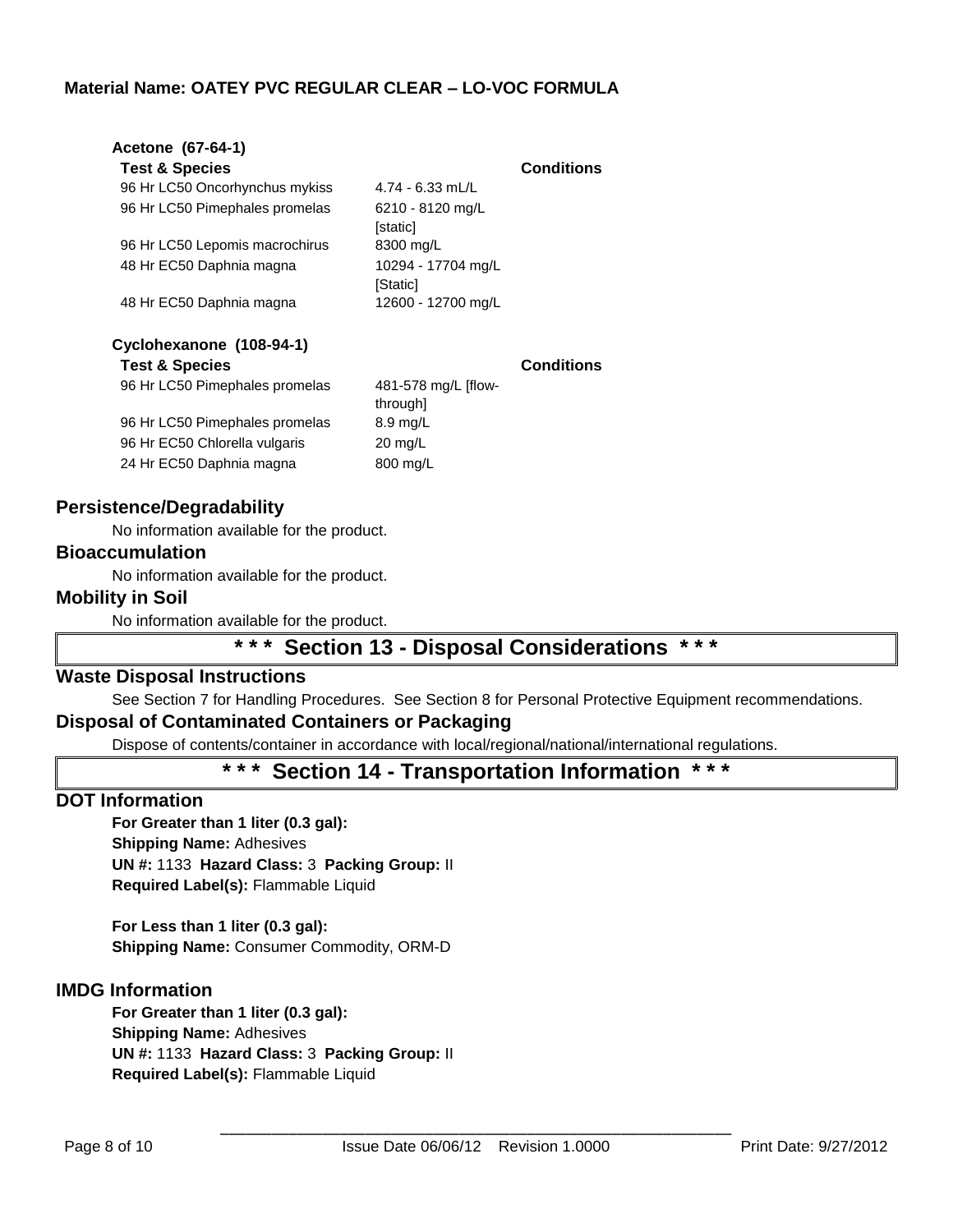**Material Name: OATEY PVC REGULAR CLEAR – LO-VOC FORMULA**

**Acetone (67-64-1)**

| Test & Species | | Conditions |
|---|---|---|
| 96 Hr LC50 Oncorhynchus mykiss | 4.74 - 6.33 mL/L | |
| 96 Hr LC50 Pimephales promelas | 6210 - 8120 mg/L [static] | |
| 96 Hr LC50 Lepomis macrochirus | 8300 mg/L | |
| 48 Hr EC50 Daphnia magna | 10294 - 17704 mg/L [Static] | |
| 48 Hr EC50 Daphnia magna | 12600 - 12700 mg/L | |

**Cyclohexanone (108-94-1)**

| Test & Species | | Conditions |
|---|---|---|
| 96 Hr LC50 Pimephales promelas | 481-578 mg/L [flow-through] | |
| 96 Hr LC50 Pimephales promelas | 8.9 mg/L | |
| 96 Hr EC50 Chlorella vulgaris | 20 mg/L | |
| 24 Hr EC50 Daphnia magna | 800 mg/L | |

### Persistence/Degradability

No information available for the product.

### Bioaccumulation

No information available for the product.

### Mobility in Soil

No information available for the product.

## * * * Section 13 - Disposal Considerations * * *

### Waste Disposal Instructions

See Section 7 for Handling Procedures. See Section 8 for Personal Protective Equipment recommendations.

### Disposal of Contaminated Containers or Packaging

Dispose of contents/container in accordance with local/regional/national/international regulations.

## * * * Section 14 - Transportation Information * * *

### DOT Information

**For Greater than 1 liter (0.3 gal):**
**Shipping Name:** Adhesives
**UN #:** 1133 **Hazard Class:** 3 **Packing Group:** II
**Required Label(s):** Flammable Liquid

**For Less than 1 liter (0.3 gal):**
**Shipping Name:** Consumer Commodity, ORM-D

### IMDG Information

**For Greater than 1 liter (0.3 gal):**
**Shipping Name:** Adhesives
**UN #:** 1133 **Hazard Class:** 3 **Packing Group:** II
**Required Label(s):** Flammable Liquid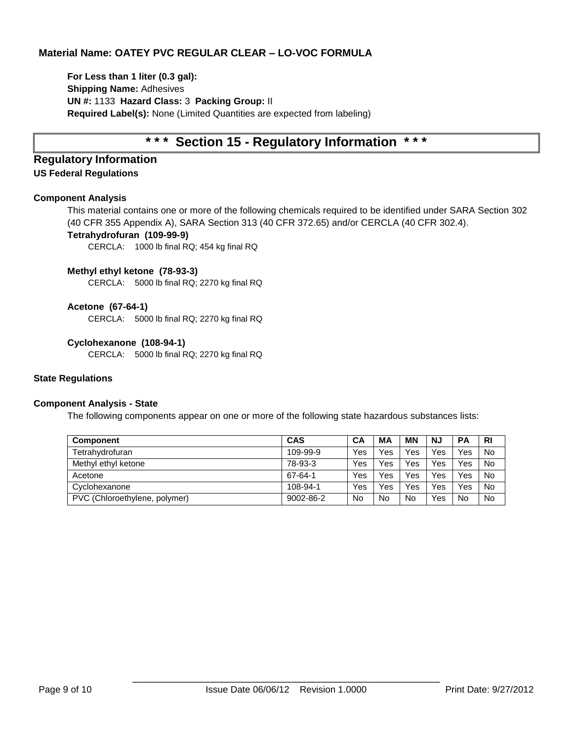**Material Name: OATEY PVC REGULAR CLEAR – LO-VOC FORMULA**

**For Less than 1 liter (0.3 gal):**
**Shipping Name:** Adhesives
**UN #:** 1133 **Hazard Class:** 3 **Packing Group:** II
**Required Label(s):** None (Limited Quantities are expected from labeling)

# * * * Section 15 - Regulatory Information * * *

## Regulatory Information

### US Federal Regulations

#### Component Analysis

This material contains one or more of the following chemicals required to be identified under SARA Section 302 (40 CFR 355 Appendix A), SARA Section 313 (40 CFR 372.65) and/or CERCLA (40 CFR 302.4).

**Tetrahydrofuran (109-99-9)**
CERCLA: 1000 lb final RQ; 454 kg final RQ

**Methyl ethyl ketone (78-93-3)**
CERCLA: 5000 lb final RQ; 2270 kg final RQ

**Acetone (67-64-1)**
CERCLA: 5000 lb final RQ; 2270 kg final RQ

**Cyclohexanone (108-94-1)**
CERCLA: 5000 lb final RQ; 2270 kg final RQ

### State Regulations

#### Component Analysis - State

The following components appear on one or more of the following state hazardous substances lists:

| Component | CAS | CA | MA | MN | NJ | PA | RI |
|---|---|---|---|---|---|---|---|
| Tetrahydrofuran | 109-99-9 | Yes | Yes | Yes | Yes | Yes | No |
| Methyl ethyl ketone | 78-93-3 | Yes | Yes | Yes | Yes | Yes | No |
| Acetone | 67-64-1 | Yes | Yes | Yes | Yes | Yes | No |
| Cyclohexanone | 108-94-1 | Yes | Yes | Yes | Yes | Yes | No |
| PVC (Chloroethylene, polymer) | 9002-86-2 | No | No | No | Yes | No | No |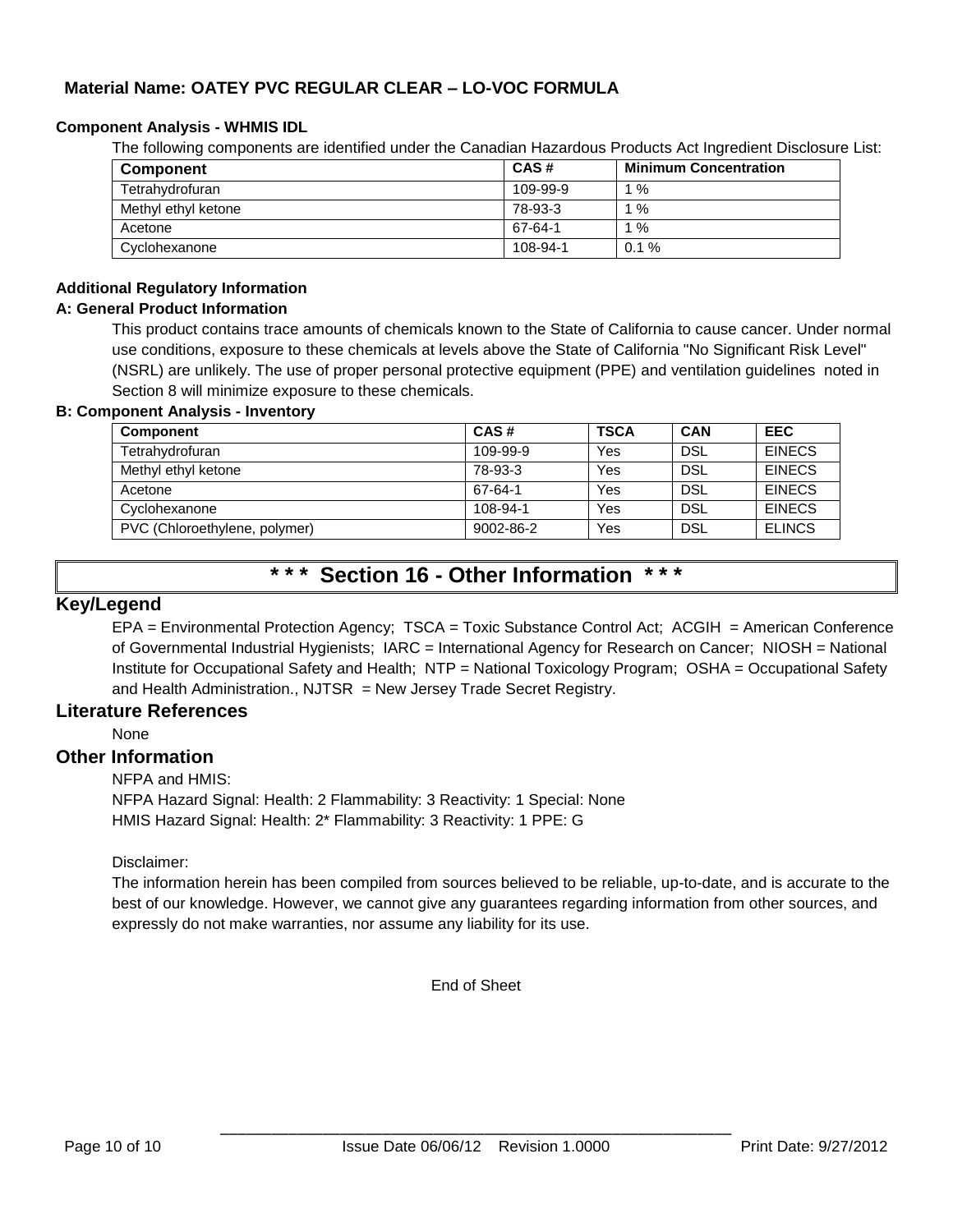**Material Name: OATEY PVC REGULAR CLEAR – LO-VOC FORMULA**

**Component Analysis - WHMIS IDL**

The following components are identified under the Canadian Hazardous Products Act Ingredient Disclosure List:

| Component | CAS # | Minimum Concentration |
|---|---|---|
| Tetrahydrofuran | 109-99-9 | 1 % |
| Methyl ethyl ketone | 78-93-3 | 1 % |
| Acetone | 67-64-1 | 1 % |
| Cyclohexanone | 108-94-1 | 0.1 % |

**Additional Regulatory Information**

**A: General Product Information**

This product contains trace amounts of chemicals known to the State of California to cause cancer. Under normal use conditions, exposure to these chemicals at levels above the State of California "No Significant Risk Level" (NSRL) are unlikely. The use of proper personal protective equipment (PPE) and ventilation guidelines noted in Section 8 will minimize exposure to these chemicals.

**B: Component Analysis - Inventory**

| Component | CAS # | TSCA | CAN | EEC |
|---|---|---|---|---|
| Tetrahydrofuran | 109-99-9 | Yes | DSL | EINECS |
| Methyl ethyl ketone | 78-93-3 | Yes | DSL | EINECS |
| Acetone | 67-64-1 | Yes | DSL | EINECS |
| Cyclohexanone | 108-94-1 | Yes | DSL | EINECS |
| PVC (Chloroethylene, polymer) | 9002-86-2 | Yes | DSL | ELINCS |

# * * * Section 16 - Other Information * * *

## Key/Legend

EPA = Environmental Protection Agency; TSCA = Toxic Substance Control Act; ACGIH = American Conference of Governmental Industrial Hygienists; IARC = International Agency for Research on Cancer; NIOSH = National Institute for Occupational Safety and Health; NTP = National Toxicology Program; OSHA = Occupational Safety and Health Administration., NJTSR = New Jersey Trade Secret Registry.

## Literature References

None

## Other Information

NFPA and HMIS:
NFPA Hazard Signal: Health: 2 Flammability: 3 Reactivity: 1 Special: None
HMIS Hazard Signal: Health: 2* Flammability: 3 Reactivity: 1 PPE: G

Disclaimer:

The information herein has been compiled from sources believed to be reliable, up-to-date, and is accurate to the best of our knowledge. However, we cannot give any guarantees regarding information from other sources, and expressly do not make warranties, nor assume any liability for its use.

End of Sheet

Issue Date 06/06/12 Revision 1.0000 Print Date: 9/27/2012